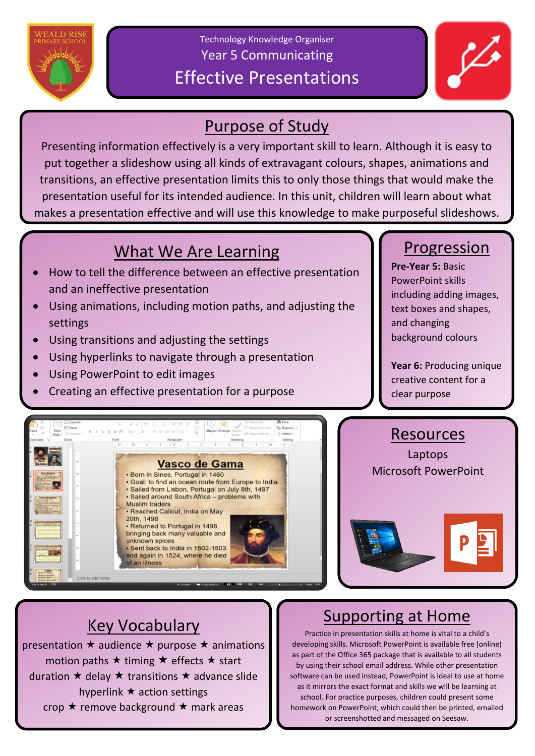Weald Rise Primary School

Technology Knowledge Organiser

Year 5 Communicating

# Effective Presentations

## Purpose of Study

Presenting information effectively is a very important skill to learn. Although it is easy to put together a slideshow using all kinds of extravagant colours, shapes, animations and transitions, an effective presentation limits this to only those things that would make the presentation useful for its intended audience. In this unit, children will learn about what makes a presentation effective and will use this knowledge to make purposeful slideshows.

## What We Are Learning

- How to tell the difference between an effective presentation and an ineffective presentation
- Using animations, including motion paths, and adjusting the settings
- Using transitions and adjusting the settings
- Using hyperlinks to navigate through a presentation
- Using PowerPoint to edit images
- Creating an effective presentation for a purpose

## Progression

**Pre-Year 5:** Basic PowerPoint skills including adding images, text boxes and shapes, and changing background colours

**Year 6:** Producing unique creative content for a clear purpose

## Resources

Laptops

Microsoft PowerPoint

## Key Vocabulary

presentation ★ audience ★ purpose ★ animations
motion paths ★ timing ★ effects ★ start
duration ★ delay ★ transitions ★ advance slide
hyperlink ★ action settings
crop ★ remove background ★ mark areas

## Supporting at Home

Practice in presentation skills at home is vital to a child's developing skills. Microsoft PowerPoint is available free (online) as part of the Office 365 package that is available to all students by using their school email address. While other presentation software can be used instead, PowerPoint is ideal to use at home as it mirrors the exact format and skills we will be learning at school. For practice purposes, children could present some homework on PowerPoint, which could then be printed, emailed or screenshotted and messaged on Seesaw.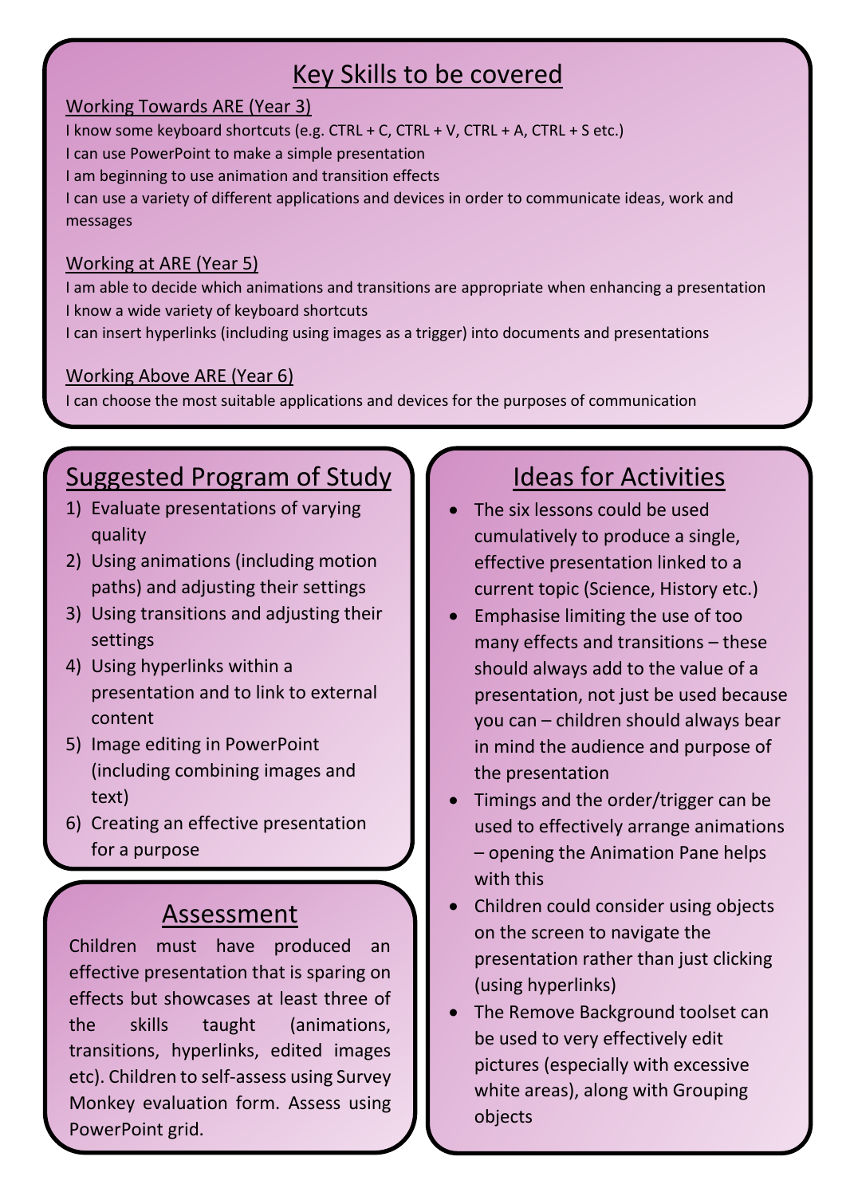# Key Skills to be covered

### Working Towards ARE (Year 3)

I know some keyboard shortcuts (e.g. CTRL + C, CTRL + V, CTRL + A, CTRL + S etc.)
I can use PowerPoint to make a simple presentation
I am beginning to use animation and transition effects
I can use a variety of different applications and devices in order to communicate ideas, work and messages

### Working at ARE (Year 5)

I am able to decide which animations and transitions are appropriate when enhancing a presentation
I know a wide variety of keyboard shortcuts
I can insert hyperlinks (including using images as a trigger) into documents and presentations

### Working Above ARE (Year 6)

I can choose the most suitable applications and devices for the purposes of communication

## Suggested Program of Study

1) Evaluate presentations of varying quality
2) Using animations (including motion paths) and adjusting their settings
3) Using transitions and adjusting their settings
4) Using hyperlinks within a presentation and to link to external content
5) Image editing in PowerPoint (including combining images and text)
6) Creating an effective presentation for a purpose

## Assessment

Children must have produced an effective presentation that is sparing on effects but showcases at least three of the skills taught (animations, transitions, hyperlinks, edited images etc). Children to self-assess using Survey Monkey evaluation form. Assess using PowerPoint grid.

## Ideas for Activities

- The six lessons could be used cumulatively to produce a single, effective presentation linked to a current topic (Science, History etc.)
- Emphasise limiting the use of too many effects and transitions – these should always add to the value of a presentation, not just be used because you can – children should always bear in mind the audience and purpose of the presentation
- Timings and the order/trigger can be used to effectively arrange animations – opening the Animation Pane helps with this
- Children could consider using objects on the screen to navigate the presentation rather than just clicking (using hyperlinks)
- The Remove Background toolset can be used to very effectively edit pictures (especially with excessive white areas), along with Grouping objects